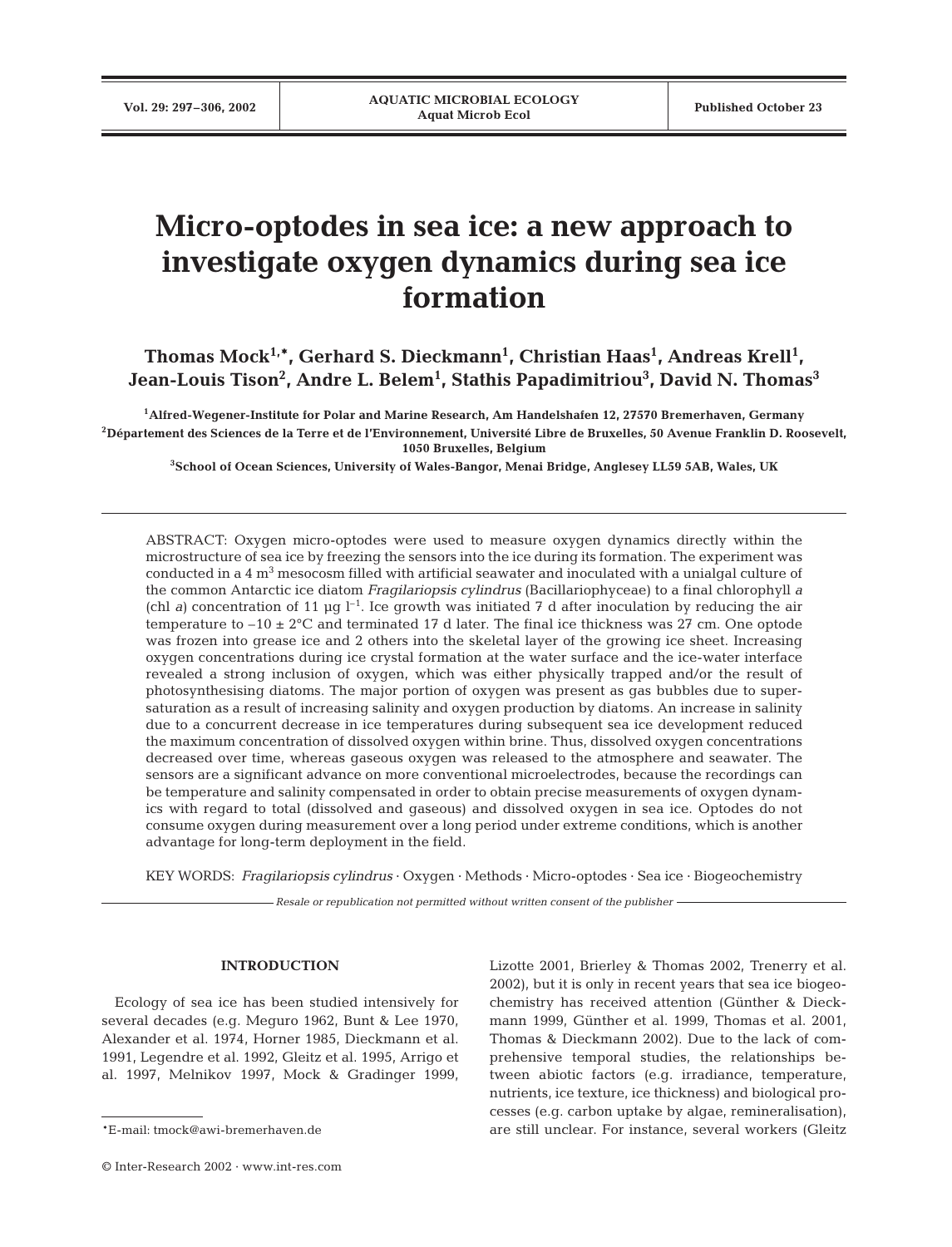# Micro-optodes in sea ice: a new approach to investigate oxygen dynamics during sea ice formation

**Thomas Mock[1,*], Gerhard S. Dieckmann[1], Christian Haas[1], Andreas Krell[1], Jean-Louis Tison[2], Andre L. Belem[1], Stathis Papadimitriou[3], David N. Thomas[3]**

[1]Alfred-Wegener-Institute for Polar and Marine Research, Am Handelshafen 12, 27570 Bremerhaven, Germany
[2]Département des Sciences de la Terre et de l'Environnement, Université Libre de Bruxelles, 50 Avenue Franklin D. Roosevelt, 1050 Bruxelles, Belgium
[3]School of Ocean Sciences, University of Wales-Bangor, Menai Bridge, Anglesey LL59 5AB, Wales, UK

ABSTRACT: Oxygen micro-optodes were used to measure oxygen dynamics directly within the microstructure of sea ice by freezing the sensors into the ice during its formation. The experiment was conducted in a 4 $m^3$ mesocosm filled with artificial seawater and inoculated with a unialgal culture of the common Antarctic ice diatom *Fragilariopsis cylindrus* (Bacillariophyceae) to a final chlorophyll *a* (chl *a*) concentration of 11 µg $l^{-1}$. Ice growth was initiated 7 d after inoculation by reducing the air temperature to $-10 \pm 2°C$ and terminated 17 d later. The final ice thickness was 27 cm. One optode was frozen into grease ice and 2 others into the skeletal layer of the growing ice sheet. Increasing oxygen concentrations during ice crystal formation at the water surface and the ice-water interface revealed a strong inclusion of oxygen, which was either physically trapped and/or the result of photosynthesising diatoms. The major portion of oxygen was present as gas bubbles due to supersaturation as a result of increasing salinity and oxygen production by diatoms. An increase in salinity due to a concurrent decrease in ice temperatures during subsequent sea ice development reduced the maximum concentration of dissolved oxygen within brine. Thus, dissolved oxygen concentrations decreased over time, whereas gaseous oxygen was released to the atmosphere and seawater. The sensors are a significant advance on more conventional microelectrodes, because the recordings can be temperature and salinity compensated in order to obtain precise measurements of oxygen dynamics with regard to total (dissolved and gaseous) and dissolved oxygen in sea ice. Optodes do not consume oxygen during measurement over a long period under extreme conditions, which is another advantage for long-term deployment in the field.

KEY WORDS: *Fragilariopsis cylindrus* · Oxygen · Methods · Micro-optodes · Sea ice · Biogeochemistry

*Resale or republication not permitted without written consent of the publisher*

## INTRODUCTION

Ecology of sea ice has been studied intensively for several decades (e.g. Meguro 1962, Bunt & Lee 1970, Alexander et al. 1974, Horner 1985, Dieckmann et al. 1991, Legendre et al. 1992, Gleitz et al. 1995, Arrigo et al. 1997, Melnikov 1997, Mock & Gradinger 1999, Lizotte 2001, Brierley & Thomas 2002, Trenerry et al. 2002), but it is only in recent years that sea ice biogeochemistry has received attention (Günther & Dieckmann 1999, Günther et al. 1999, Thomas et al. 2001, Thomas & Dieckmann 2002). Due to the lack of comprehensive temporal studies, the relationships between abiotic factors (e.g. irradiance, temperature, nutrients, ice texture, ice thickness) and biological processes (e.g. carbon uptake by algae, remineralisation), are still unclear. For instance, several workers (Gleitz

*E-mail: tmock@awi-bremerhaven.de

© Inter-Research 2002 · www.int-res.com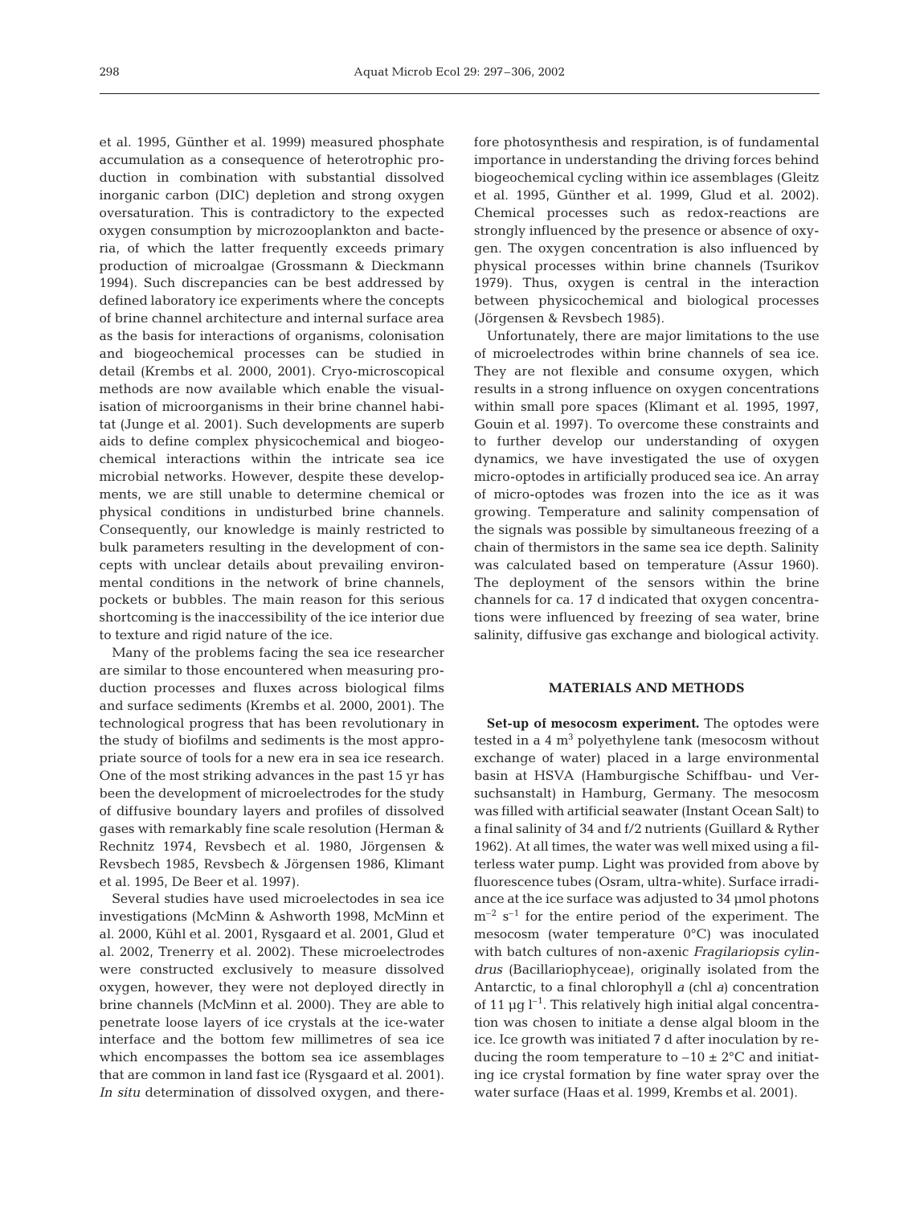et al. 1995, Günther et al. 1999) measured phosphate accumulation as a consequence of heterotrophic production in combination with substantial dissolved inorganic carbon (DIC) depletion and strong oxygen oversaturation. This is contradictory to the expected oxygen consumption by microzooplankton and bacteria, of which the latter frequently exceeds primary production of microalgae (Grossmann & Dieckmann 1994). Such discrepancies can be best addressed by defined laboratory ice experiments where the concepts of brine channel architecture and internal surface area as the basis for interactions of organisms, colonisation and biogeochemical processes can be studied in detail (Krembs et al. 2000, 2001). Cryo-microscopical methods are now available which enable the visualisation of microorganisms in their brine channel habitat (Junge et al. 2001). Such developments are superb aids to define complex physicochemical and biogeochemical interactions within the intricate sea ice microbial networks. However, despite these developments, we are still unable to determine chemical or physical conditions in undisturbed brine channels. Consequently, our knowledge is mainly restricted to bulk parameters resulting in the development of concepts with unclear details about prevailing environmental conditions in the network of brine channels, pockets or bubbles. The main reason for this serious shortcoming is the inaccessibility of the ice interior due to texture and rigid nature of the ice.

Many of the problems facing the sea ice researcher are similar to those encountered when measuring production processes and fluxes across biological films and surface sediments (Krembs et al. 2000, 2001). The technological progress that has been revolutionary in the study of biofilms and sediments is the most appropriate source of tools for a new era in sea ice research. One of the most striking advances in the past 15 yr has been the development of microelectrodes for the study of diffusive boundary layers and profiles of dissolved gases with remarkably fine scale resolution (Herman & Rechnitz 1974, Revsbech et al. 1980, Jörgensen & Revsbech 1985, Revsbech & Jörgensen 1986, Klimant et al. 1995, De Beer et al. 1997).

Several studies have used microelectodes in sea ice investigations (McMinn & Ashworth 1998, McMinn et al. 2000, Kühl et al. 2001, Rysgaard et al. 2001, Glud et al. 2002, Trenerry et al. 2002). These microelectrodes were constructed exclusively to measure dissolved oxygen, however, they were not deployed directly in brine channels (McMinn et al. 2000). They are able to penetrate loose layers of ice crystals at the ice-water interface and the bottom few millimetres of sea ice which encompasses the bottom sea ice assemblages that are common in land fast ice (Rysgaard et al. 2001). *In situ* determination of dissolved oxygen, and therefore photosynthesis and respiration, is of fundamental importance in understanding the driving forces behind biogeochemical cycling within ice assemblages (Gleitz et al. 1995, Günther et al. 1999, Glud et al. 2002). Chemical processes such as redox-reactions are strongly influenced by the presence or absence of oxygen. The oxygen concentration is also influenced by physical processes within brine channels (Tsurikov 1979). Thus, oxygen is central in the interaction between physicochemical and biological processes (Jörgensen & Revsbech 1985).

Unfortunately, there are major limitations to the use of microelectrodes within brine channels of sea ice. They are not flexible and consume oxygen, which results in a strong influence on oxygen concentrations within small pore spaces (Klimant et al. 1995, 1997, Gouin et al. 1997). To overcome these constraints and to further develop our understanding of oxygen dynamics, we have investigated the use of oxygen micro-optodes in artificially produced sea ice. An array of micro-optodes was frozen into the ice as it was growing. Temperature and salinity compensation of the signals was possible by simultaneous freezing of a chain of thermistors in the same sea ice depth. Salinity was calculated based on temperature (Assur 1960). The deployment of the sensors within the brine channels for ca. 17 d indicated that oxygen concentrations were influenced by freezing of sea water, brine salinity, diffusive gas exchange and biological activity.

## MATERIALS AND METHODS

**Set-up of mesocosm experiment.** The optodes were tested in a 4 $m^3$ polyethylene tank (mesocosm without exchange of water) placed in a large environmental basin at HSVA (Hamburgische Schiffbau- und Versuchsanstalt) in Hamburg, Germany. The mesocosm was filled with artificial seawater (Instant Ocean Salt) to a final salinity of 34 and f/2 nutrients (Guillard & Ryther 1962). At all times, the water was well mixed using a filterless water pump. Light was provided from above by fluorescence tubes (Osram, ultra-white). Surface irradiance at the ice surface was adjusted to 34 µmol photons $m^{-2}$ $s^{-1}$ for the entire period of the experiment. The mesocosm (water temperature 0°C) was inoculated with batch cultures of non-axenic *Fragilariopsis cylindrus* (Bacillariophyceae), originally isolated from the Antarctic, to a final chlorophyll *a* (chl *a*) concentration of 11 µg $l^{-1}$. This relatively high initial algal concentration was chosen to initiate a dense algal bloom in the ice. Ice growth was initiated 7 d after inoculation by reducing the room temperature to $-10 \pm 2$°C and initiating ice crystal formation by fine water spray over the water surface (Haas et al. 1999, Krembs et al. 2001).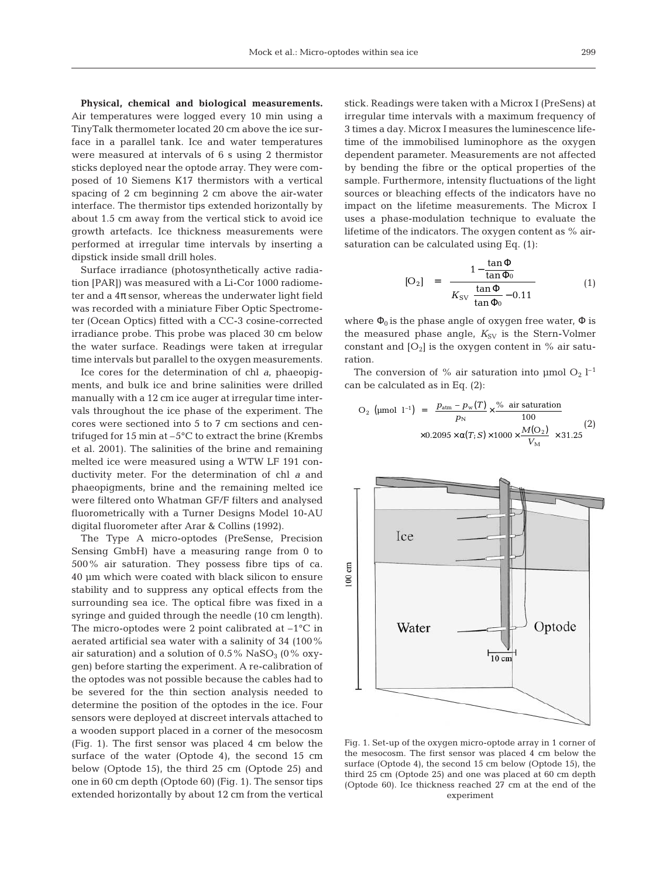**Physical, chemical and biological measurements.** Air temperatures were logged every 10 min using a TinyTalk thermometer located 20 cm above the ice surface in a parallel tank. Ice and water temperatures were measured at intervals of 6 s using 2 thermistor sticks deployed near the optode array. They were composed of 10 Siemens K17 thermistors with a vertical spacing of 2 cm beginning 2 cm above the air-water interface. The thermistor tips extended horizontally by about 1.5 cm away from the vertical stick to avoid ice growth artefacts. Ice thickness measurements were performed at irregular time intervals by inserting a dipstick inside small drill holes.

Surface irradiance (photosynthetically active radiation [PAR]) was measured with a Li-Cor 1000 radiometer and a 4π sensor, whereas the underwater light field was recorded with a miniature Fiber Optic Spectrometer (Ocean Optics) fitted with a CC-3 cosine-corrected irradiance probe. This probe was placed 30 cm below the water surface. Readings were taken at irregular time intervals but parallel to the oxygen measurements.

Ice cores for the determination of chl *a*, phaeopigments, and bulk ice and brine salinities were drilled manually with a 12 cm ice auger at irregular time intervals throughout the ice phase of the experiment. The cores were sectioned into 5 to 7 cm sections and centrifuged for 15 min at –5°C to extract the brine (Krembs et al. 2001). The salinities of the brine and remaining melted ice were measured using a WTW LF 191 conductivity meter. For the determination of chl *a* and phaeopigments, brine and the remaining melted ice were filtered onto Whatman GF/F filters and analysed fluorometrically with a Turner Designs Model 10-AU digital fluorometer after Arar & Collins (1992).

The Type A micro-optodes (PreSense, Precision Sensing GmbH) have a measuring range from 0 to 500% air saturation. They possess fibre tips of ca. 40 µm which were coated with black silicon to ensure stability and to suppress any optical effects from the surrounding sea ice. The optical fibre was fixed in a syringe and guided through the needle (10 cm length). The micro-optodes were 2 point calibrated at –1°C in aerated artificial sea water with a salinity of 34 (100% air saturation) and a solution of 0.5% $NaSO_3$ (0% oxygen) before starting the experiment. A re-calibration of the optodes was not possible because the cables had to be severed for the thin section analysis needed to determine the position of the optodes in the ice. Four sensors were deployed at discreet intervals attached to a wooden support placed in a corner of the mesocosm (Fig. 1). The first sensor was placed 4 cm below the surface of the water (Optode 4), the second 15 cm below (Optode 15), the third 25 cm (Optode 25) and one in 60 cm depth (Optode 60) (Fig. 1). The sensor tips extended horizontally by about 12 cm from the vertical stick. Readings were taken with a Microx I (PreSens) at irregular time intervals with a maximum frequency of 3 times a day. Microx I measures the luminescence lifetime of the immobilised luminophore as the oxygen dependent parameter. Measurements are not affected by bending the fibre or the optical properties of the sample. Furthermore, intensity fluctuations of the light sources or bleaching effects of the indicators have no impact on the lifetime measurements. The Microx I uses a phase-modulation technique to evaluate the lifetime of the indicators. The oxygen content as % air-saturation can be calculated using Eq. (1):

$$[O_2] = \frac{1 - \dfrac{\tan\Phi}{\tan\Phi_0}}{K_{SV}\ \dfrac{\tan\Phi}{\tan\Phi_0} - 0.11} \tag{1}$$

where $\Phi_0$ is the phase angle of oxygen free water, $\Phi$ is the measured phase angle, $K_{SV}$ is the Stern-Volmer constant and $[O_2]$ is the oxygen content in % air saturation.

The conversion of % air saturation into µmol $O_2$ $l^{-1}$ can be calculated as in Eq. (2):

$$O_2\ (\mu mol\ l^{-1}) = \frac{p_{atm} - p_w(T)}{p_N} \times \frac{\%\ \text{air saturation}}{100} \times 0.2095 \times \alpha(T;S) \times 1000 \times \frac{M(O_2)}{V_M} \times 31.25 \tag{2}$$

Fig. 1. Set-up of the oxygen micro-optode array in 1 corner of the mesocosm. The first sensor was placed 4 cm below the surface (Optode 4), the second 15 cm below (Optode 15), the third 25 cm (Optode 25) and one was placed at 60 cm depth (Optode 60). Ice thickness reached 27 cm at the end of the experiment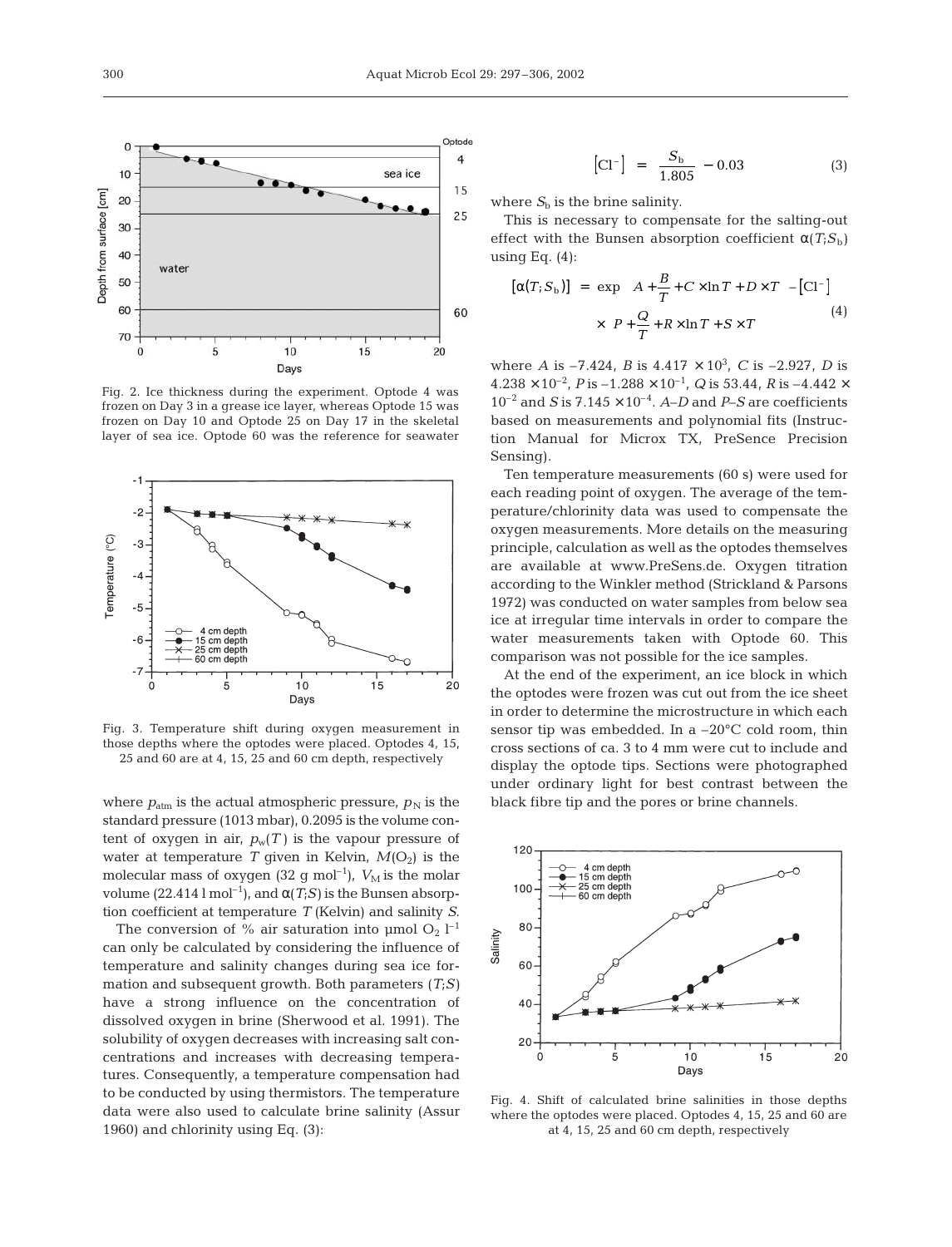Fig. 2. Ice thickness during the experiment. Optode 4 was frozen on Day 3 in a grease ice layer, whereas Optode 15 was frozen on Day 10 and Optode 25 on Day 17 in the skeletal layer of sea ice. Optode 60 was the reference for seawater

Fig. 3. Temperature shift during oxygen measurement in those depths where the optodes were placed. Optodes 4, 15, 25 and 60 are at 4, 15, 25 and 60 cm depth, respectively

where $p_{atm}$ is the actual atmospheric pressure, $p_N$ is the standard pressure (1013 mbar), 0.2095 is the volume content of oxygen in air, $p_w(T)$ is the vapour pressure of water at temperature $T$ given in Kelvin, $M(O_2)$ is the molecular mass of oxygen (32 g mol$^{-1}$), $V_M$ is the molar volume (22.414 l mol$^{-1}$), and $\alpha(T;S)$ is the Bunsen absorption coefficient at temperature $T$ (Kelvin) and salinity $S$.

The conversion of % air saturation into µmol $O_2$ l$^{-1}$ can only be calculated by considering the influence of temperature and salinity changes during sea ice formation and subsequent growth. Both parameters ($T$;$S$) have a strong influence on the concentration of dissolved oxygen in brine (Sherwood et al. 1991). The solubility of oxygen decreases with increasing salt concentrations and increases with decreasing temperatures. Consequently, a temperature compensation had to be conducted by using thermistors. The temperature data were also used to calculate brine salinity (Assur 1960) and chlorinity using Eq. (3):

$$[Cl^-] = \frac{S_b}{1.805} - 0.03 \tag{3}$$

where $S_b$ is the brine salinity.

This is necessary to compensate for the salting-out effect with the Bunsen absorption coefficient $\alpha(T;S_b)$ using Eq. (4):

$$[\alpha(T;S_b)] = \exp\left(A + \frac{B}{T} + C \times \ln T + D \times T\right) - [Cl^-] \times \left(P + \frac{Q}{T} + R \times \ln T + S \times T\right) \tag{4}$$

where $A$ is –7.424, $B$ is $4.417 \times 10^3$, $C$ is –2.927, $D$ is $4.238 \times 10^{-2}$, $P$ is $-1.288 \times 10^{-1}$, $Q$ is 53.44, $R$ is $-4.442 \times 10^{-2}$ and $S$ is $7.145 \times 10^{-4}$. $A$–$D$ and $P$–$S$ are coefficients based on measurements and polynomial fits (Instruction Manual for Microx TX, PreSence Precision Sensing).

Ten temperature measurements (60 s) were used for each reading point of oxygen. The average of the temperature/chlorinity data was used to compensate the oxygen measurements. More details on the measuring principle, calculation as well as the optodes themselves are available at www.PreSens.de. Oxygen titration according to the Winkler method (Strickland & Parsons 1972) was conducted on water samples from below sea ice at irregular time intervals in order to compare the water measurements taken with Optode 60. This comparison was not possible for the ice samples.

At the end of the experiment, an ice block in which the optodes were frozen was cut out from the ice sheet in order to determine the microstructure in which each sensor tip was embedded. In a –20°C cold room, thin cross sections of ca. 3 to 4 mm were cut to include and display the optode tips. Sections were photographed under ordinary light for best contrast between the black fibre tip and the pores or brine channels.

Fig. 4. Shift of calculated brine salinities in those depths where the optodes were placed. Optodes 4, 15, 25 and 60 are at 4, 15, 25 and 60 cm depth, respectively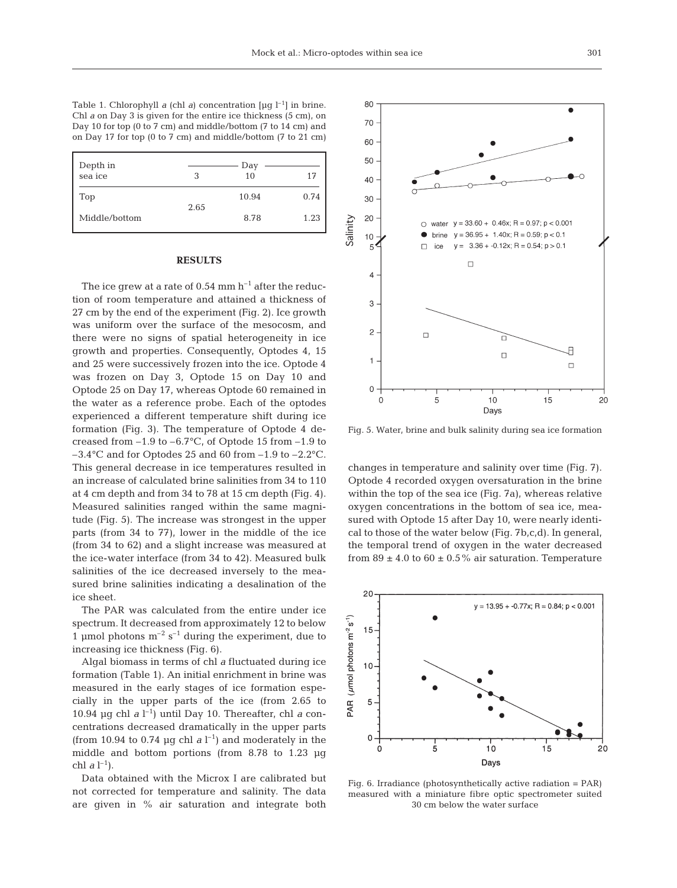Table 1. Chlorophyll *a* (chl *a*) concentration [µg $l^{-1}$] in brine. Chl *a* on Day 3 is given for the entire ice thickness (5 cm), on Day 10 for top (0 to 7 cm) and middle/bottom (7 to 14 cm) and on Day 17 for top (0 to 7 cm) and middle/bottom (7 to 21 cm)

| Depth in sea ice | Day 3 | Day 10 | Day 17 |
|---|---|---|---|
| Top | 2.65 | 10.94 | 0.74 |
| Middle/bottom | | 8.78 | 1.23 |

## RESULTS

The ice grew at a rate of 0.54 mm $h^{-1}$ after the reduction of room temperature and attained a thickness of 27 cm by the end of the experiment (Fig. 2). Ice growth was uniform over the surface of the mesocosm, and there were no signs of spatial heterogeneity in ice growth and properties. Consequently, Optodes 4, 15 and 25 were successively frozen into the ice. Optode 4 was frozen on Day 3, Optode 15 on Day 10 and Optode 25 on Day 17, whereas Optode 60 remained in the water as a reference probe. Each of the optodes experienced a different temperature shift during ice formation (Fig. 3). The temperature of Optode 4 decreased from –1.9 to –6.7°C, of Optode 15 from –1.9 to –3.4°C and for Optodes 25 and 60 from –1.9 to –2.2°C. This general decrease in ice temperatures resulted in an increase of calculated brine salinities from 34 to 110 at 4 cm depth and from 34 to 78 at 15 cm depth (Fig. 4). Measured salinities ranged within the same magnitude (Fig. 5). The increase was strongest in the upper parts (from 34 to 77), lower in the middle of the ice (from 34 to 62) and a slight increase was measured at the ice-water interface (from 34 to 42). Measured bulk salinities of the ice decreased inversely to the measured brine salinities indicating a desalination of the ice sheet.

The PAR was calculated from the entire under ice spectrum. It decreased from approximately 12 to below 1 µmol photons $m^{-2}$ $s^{-1}$ during the experiment, due to increasing ice thickness (Fig. 6).

Algal biomass in terms of chl *a* fluctuated during ice formation (Table 1). An initial enrichment in brine was measured in the early stages of ice formation especially in the upper parts of the ice (from 2.65 to 10.94 µg chl *a* $l^{-1}$) until Day 10. Thereafter, chl *a* concentrations decreased dramatically in the upper parts (from 10.94 to 0.74 µg chl *a* $l^{-1}$) and moderately in the middle and bottom portions (from 8.78 to 1.23 µg chl *a* $l^{-1}$).

Data obtained with the Microx I are calibrated but not corrected for temperature and salinity. The data are given in % air saturation and integrate both changes in temperature and salinity over time (Fig. 7). Optode 4 recorded oxygen oversaturation in the brine within the top of the sea ice (Fig. 7a), whereas relative oxygen concentrations in the bottom of sea ice, measured with Optode 15 after Day 10, were nearly identical to those of the water below (Fig. 7b,c,d). In general, the temporal trend of oxygen in the water decreased from 89 ± 4.0 to 60 ± 0.5% air saturation. Temperature

Fig. 5. Water, brine and bulk salinity during sea ice formation

Fig. 6. Irradiance (photosynthetically active radiation = PAR) measured with a miniature fibre optic spectrometer suited 30 cm below the water surface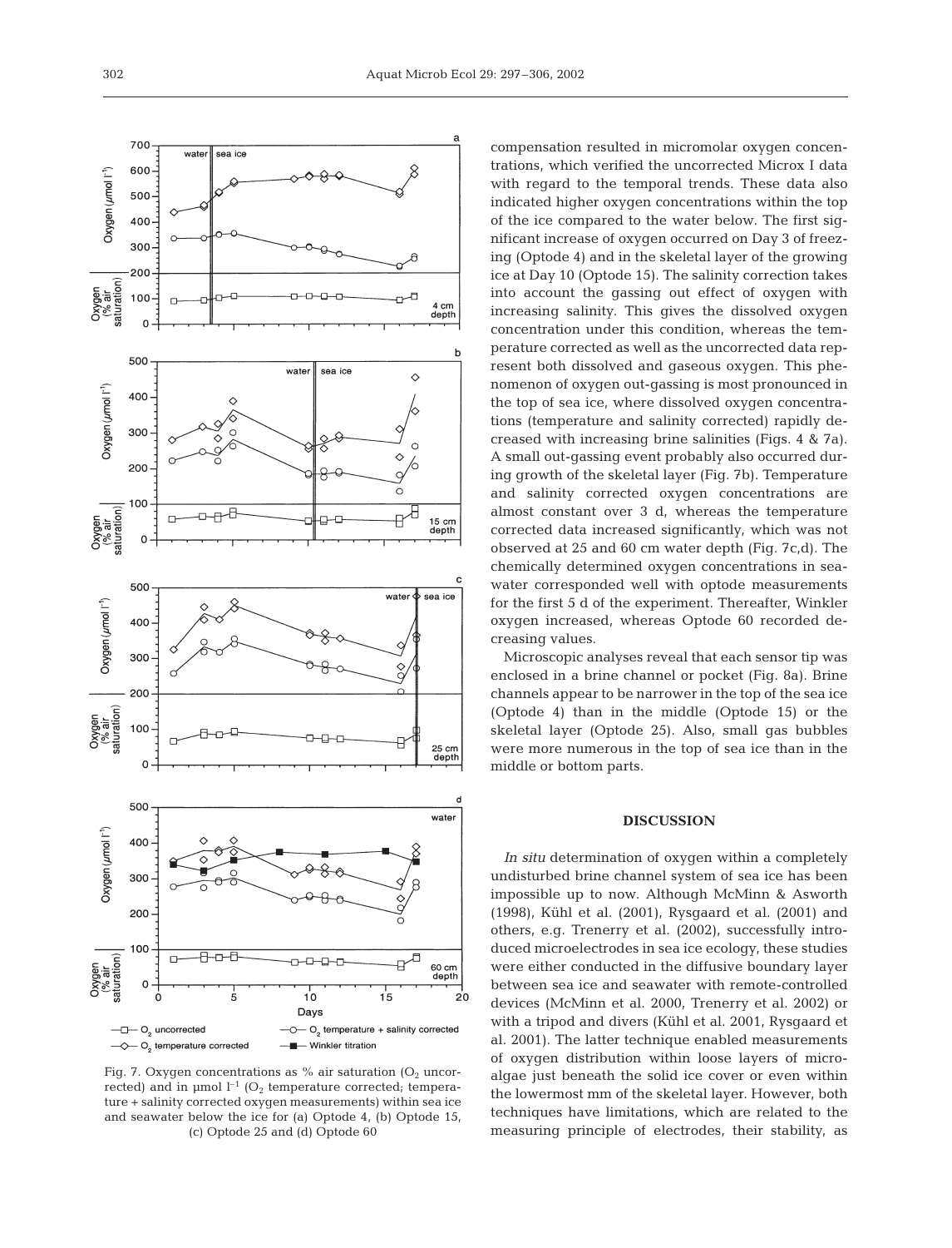Fig. 7. Oxygen concentrations as % air saturation ($O_2$ uncorrected) and in µmol $l^{-1}$ ($O_2$ temperature corrected; temperature + salinity corrected oxygen measurements) within sea ice and seawater below the ice for (a) Optode 4, (b) Optode 15, (c) Optode 25 and (d) Optode 60

compensation resulted in micromolar oxygen concentrations, which verified the uncorrected Microx I data with regard to the temporal trends. These data also indicated higher oxygen concentrations within the top of the ice compared to the water below. The first significant increase of oxygen occurred on Day 3 of freezing (Optode 4) and in the skeletal layer of the growing ice at Day 10 (Optode 15). The salinity correction takes into account the gassing out effect of oxygen with increasing salinity. This gives the dissolved oxygen concentration under this condition, whereas the temperature corrected as well as the uncorrected data represent both dissolved and gaseous oxygen. This phenomenon of oxygen out-gassing is most pronounced in the top of sea ice, where dissolved oxygen concentrations (temperature and salinity corrected) rapidly decreased with increasing brine salinities (Figs. 4 & 7a). A small out-gassing event probably also occurred during growth of the skeletal layer (Fig. 7b). Temperature and salinity corrected oxygen concentrations are almost constant over 3 d, whereas the temperature corrected data increased significantly, which was not observed at 25 and 60 cm water depth (Fig. 7c,d). The chemically determined oxygen concentrations in seawater corresponded well with optode measurements for the first 5 d of the experiment. Thereafter, Winkler oxygen increased, whereas Optode 60 recorded decreasing values.

Microscopic analyses reveal that each sensor tip was enclosed in a brine channel or pocket (Fig. 8a). Brine channels appear to be narrower in the top of the sea ice (Optode 4) than in the middle (Optode 15) or the skeletal layer (Optode 25). Also, small gas bubbles were more numerous in the top of sea ice than in the middle or bottom parts.

## DISCUSSION

*In situ* determination of oxygen within a completely undisturbed brine channel system of sea ice has been impossible up to now. Although McMinn & Asworth (1998), Kühl et al. (2001), Rysgaard et al. (2001) and others, e.g. Trenerry et al. (2002), successfully introduced microelectrodes in sea ice ecology, these studies were either conducted in the diffusive boundary layer between sea ice and seawater with remote-controlled devices (McMinn et al. 2000, Trenerry et al. 2002) or with a tripod and divers (Kühl et al. 2001, Rysgaard et al. 2001). The latter technique enabled measurements of oxygen distribution within loose layers of microalgae just beneath the solid ice cover or even within the lowermost mm of the skeletal layer. However, both techniques have limitations, which are related to the measuring principle of electrodes, their stability, as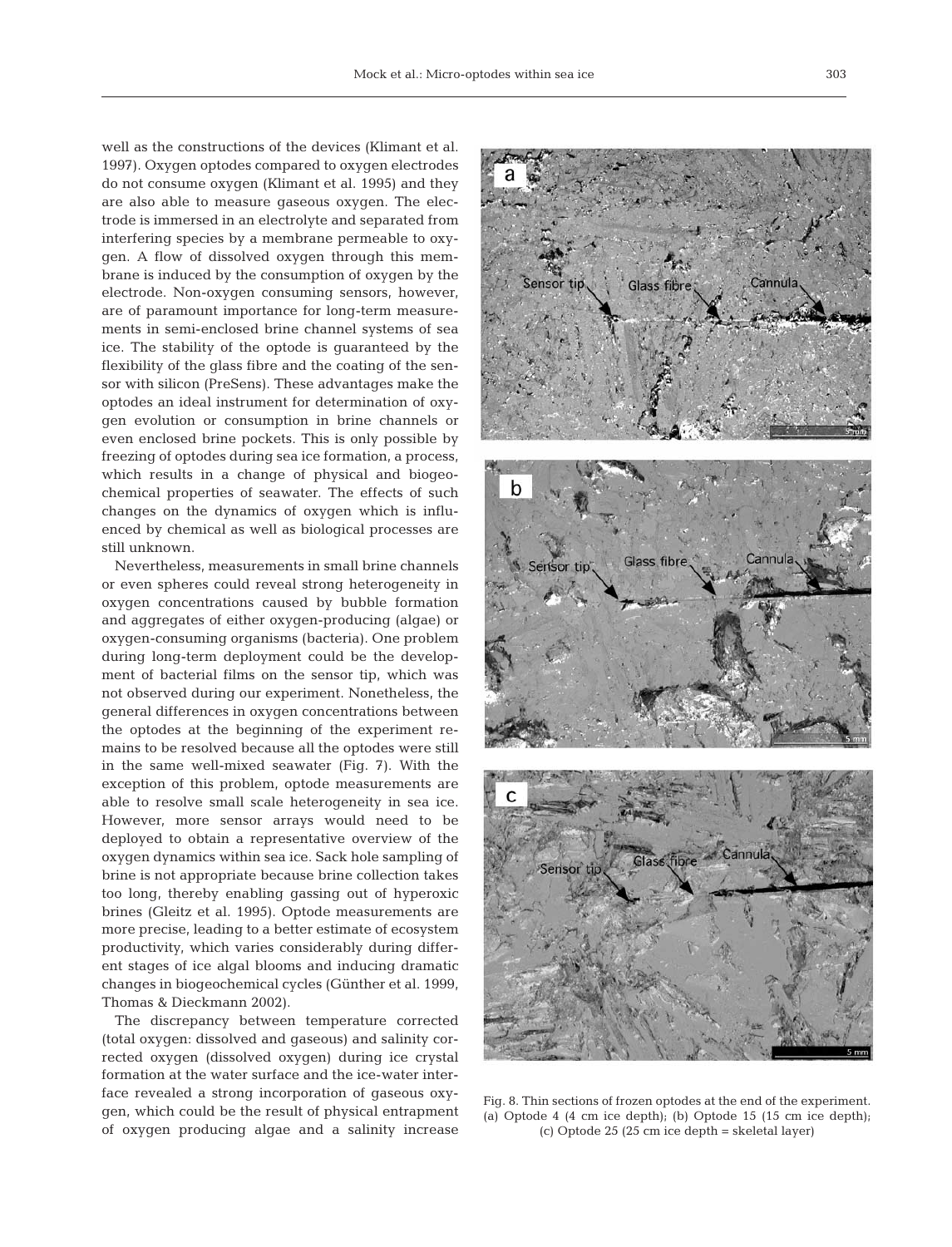well as the constructions of the devices (Klimant et al. 1997). Oxygen optodes compared to oxygen electrodes do not consume oxygen (Klimant et al. 1995) and they are also able to measure gaseous oxygen. The electrode is immersed in an electrolyte and separated from interfering species by a membrane permeable to oxygen. A flow of dissolved oxygen through this membrane is induced by the consumption of oxygen by the electrode. Non-oxygen consuming sensors, however, are of paramount importance for long-term measurements in semi-enclosed brine channel systems of sea ice. The stability of the optode is guaranteed by the flexibility of the glass fibre and the coating of the sensor with silicon (PreSens). These advantages make the optodes an ideal instrument for determination of oxygen evolution or consumption in brine channels or even enclosed brine pockets. This is only possible by freezing of optodes during sea ice formation, a process, which results in a change of physical and biogeochemical properties of seawater. The effects of such changes on the dynamics of oxygen which is influenced by chemical as well as biological processes are still unknown.

Nevertheless, measurements in small brine channels or even spheres could reveal strong heterogeneity in oxygen concentrations caused by bubble formation and aggregates of either oxygen-producing (algae) or oxygen-consuming organisms (bacteria). One problem during long-term deployment could be the development of bacterial films on the sensor tip, which was not observed during our experiment. Nonetheless, the general differences in oxygen concentrations between the optodes at the beginning of the experiment remains to be resolved because all the optodes were still in the same well-mixed seawater (Fig. 7). With the exception of this problem, optode measurements are able to resolve small scale heterogeneity in sea ice. However, more sensor arrays would need to be deployed to obtain a representative overview of the oxygen dynamics within sea ice. Sack hole sampling of brine is not appropriate because brine collection takes too long, thereby enabling gassing out of hyperoxic brines (Gleitz et al. 1995). Optode measurements are more precise, leading to a better estimate of ecosystem productivity, which varies considerably during different stages of ice algal blooms and inducing dramatic changes in biogeochemical cycles (Günther et al. 1999, Thomas & Dieckmann 2002).

The discrepancy between temperature corrected (total oxygen: dissolved and gaseous) and salinity corrected oxygen (dissolved oxygen) during ice crystal formation at the water surface and the ice-water interface revealed a strong incorporation of gaseous oxygen, which could be the result of physical entrapment of oxygen producing algae and a salinity increase

Fig. 8. Thin sections of frozen optodes at the end of the experiment. (a) Optode 4 (4 cm ice depth); (b) Optode 15 (15 cm ice depth); (c) Optode 25 (25 cm ice depth = skeletal layer)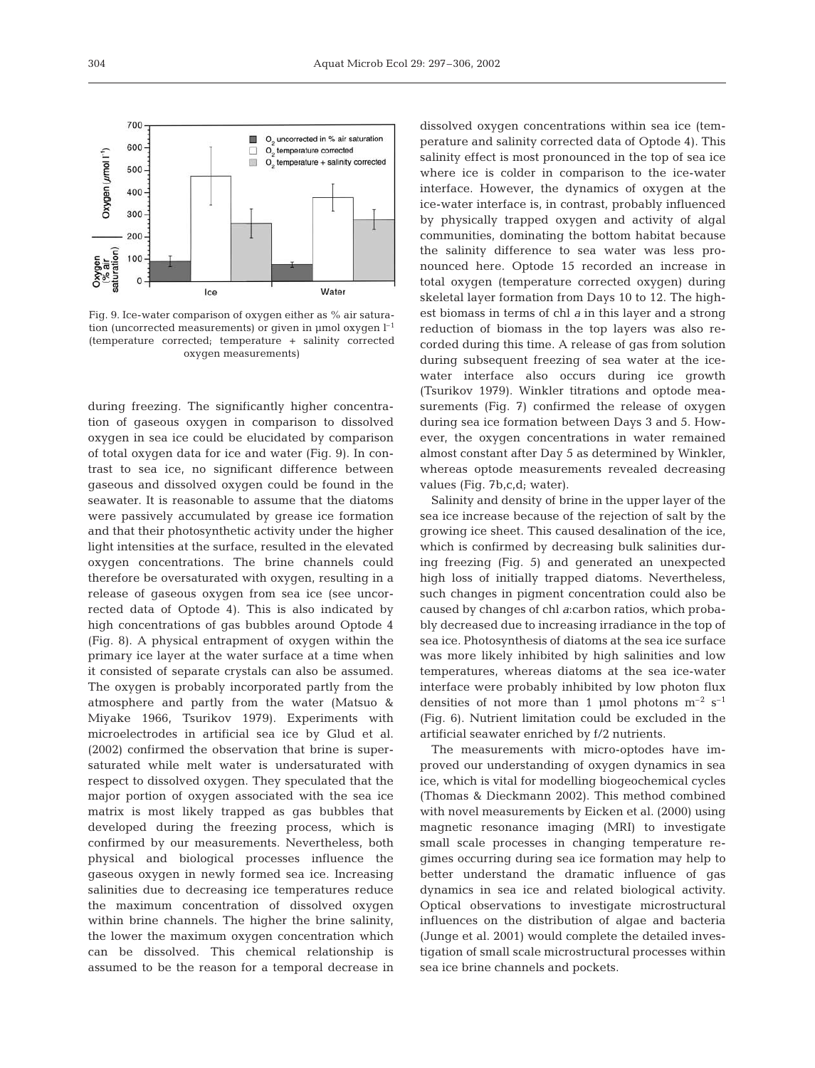Fig. 9. Ice-water comparison of oxygen either as % air saturation (uncorrected measurements) or given in µmol oxygen $l^{-1}$ (temperature corrected; temperature + salinity corrected oxygen measurements)

during freezing. The significantly higher concentration of gaseous oxygen in comparison to dissolved oxygen in sea ice could be elucidated by comparison of total oxygen data for ice and water (Fig. 9). In contrast to sea ice, no significant difference between gaseous and dissolved oxygen could be found in the seawater. It is reasonable to assume that the diatoms were passively accumulated by grease ice formation and that their photosynthetic activity under the higher light intensities at the surface, resulted in the elevated oxygen concentrations. The brine channels could therefore be oversaturated with oxygen, resulting in a release of gaseous oxygen from sea ice (see uncorrected data of Optode 4). This is also indicated by high concentrations of gas bubbles around Optode 4 (Fig. 8). A physical entrapment of oxygen within the primary ice layer at the water surface at a time when it consisted of separate crystals can also be assumed. The oxygen is probably incorporated partly from the atmosphere and partly from the water (Matsuo & Miyake 1966, Tsurikov 1979). Experiments with microelectrodes in artificial sea ice by Glud et al. (2002) confirmed the observation that brine is supersaturated while melt water is undersaturated with respect to dissolved oxygen. They speculated that the major portion of oxygen associated with the sea ice matrix is most likely trapped as gas bubbles that developed during the freezing process, which is confirmed by our measurements. Nevertheless, both physical and biological processes influence the gaseous oxygen in newly formed sea ice. Increasing salinities due to decreasing ice temperatures reduce the maximum concentration of dissolved oxygen within brine channels. The higher the brine salinity, the lower the maximum oxygen concentration which can be dissolved. This chemical relationship is assumed to be the reason for a temporal decrease in dissolved oxygen concentrations within sea ice (temperature and salinity corrected data of Optode 4). This salinity effect is most pronounced in the top of sea ice where ice is colder in comparison to the ice-water interface. However, the dynamics of oxygen at the ice-water interface is, in contrast, probably influenced by physically trapped oxygen and activity of algal communities, dominating the bottom habitat because the salinity difference to sea water was less pronounced here. Optode 15 recorded an increase in total oxygen (temperature corrected oxygen) during skeletal layer formation from Days 10 to 12. The highest biomass in terms of chl *a* in this layer and a strong reduction of biomass in the top layers was also recorded during this time. A release of gas from solution during subsequent freezing of sea water at the ice-water interface also occurs during ice growth (Tsurikov 1979). Winkler titrations and optode measurements (Fig. 7) confirmed the release of oxygen during sea ice formation between Days 3 and 5. However, the oxygen concentrations in water remained almost constant after Day 5 as determined by Winkler, whereas optode measurements revealed decreasing values (Fig. 7b,c,d; water).

Salinity and density of brine in the upper layer of the sea ice increase because of the rejection of salt by the growing ice sheet. This caused desalination of the ice, which is confirmed by decreasing bulk salinities during freezing (Fig. 5) and generated an unexpected high loss of initially trapped diatoms. Nevertheless, such changes in pigment concentration could also be caused by changes of chl *a*:carbon ratios, which probably decreased due to increasing irradiance in the top of sea ice. Photosynthesis of diatoms at the sea ice surface was more likely inhibited by high salinities and low temperatures, whereas diatoms at the sea ice-water interface were probably inhibited by low photon flux densities of not more than 1 µmol photons $m^{-2}$ $s^{-1}$ (Fig. 6). Nutrient limitation could be excluded in the artificial seawater enriched by f/2 nutrients.

The measurements with micro-optodes have improved our understanding of oxygen dynamics in sea ice, which is vital for modelling biogeochemical cycles (Thomas & Dieckmann 2002). This method combined with novel measurements by Eicken et al. (2000) using magnetic resonance imaging (MRI) to investigate small scale processes in changing temperature regimes occurring during sea ice formation may help to better understand the dramatic influence of gas dynamics in sea ice and related biological activity. Optical observations to investigate microstructural influences on the distribution of algae and bacteria (Junge et al. 2001) would complete the detailed investigation of small scale microstructural processes within sea ice brine channels and pockets.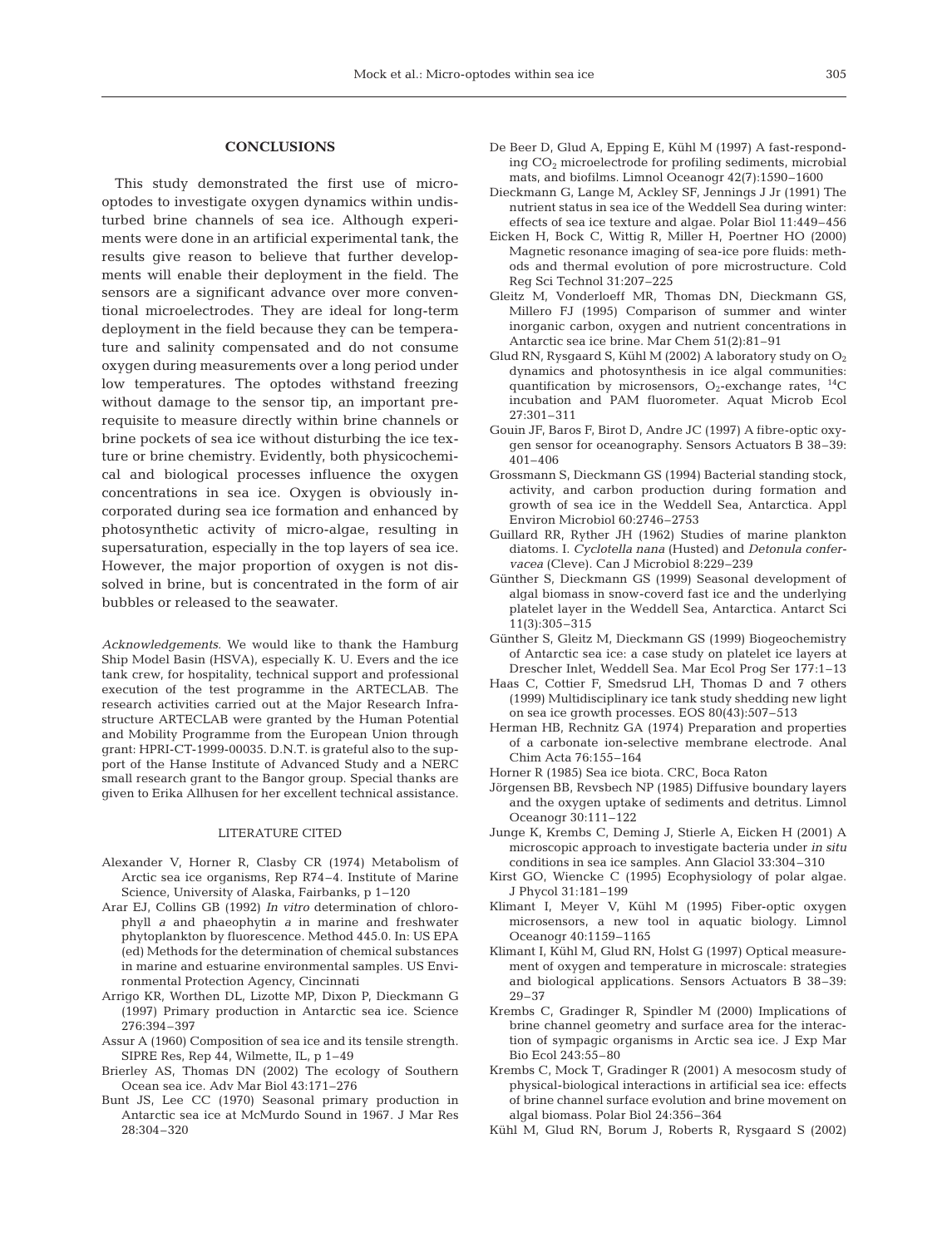## CONCLUSIONS

This study demonstrated the first use of micro-optodes to investigate oxygen dynamics within undisturbed brine channels of sea ice. Although experiments were done in an artificial experimental tank, the results give reason to believe that further developments will enable their deployment in the field. The sensors are a significant advance over more conventional microelectrodes. They are ideal for long-term deployment in the field because they can be temperature and salinity compensated and do not consume oxygen during measurements over a long period under low temperatures. The optodes withstand freezing without damage to the sensor tip, an important prerequisite to measure directly within brine channels or brine pockets of sea ice without disturbing the ice texture or brine chemistry. Evidently, both physicochemical and biological processes influence the oxygen concentrations in sea ice. Oxygen is obviously incorporated during sea ice formation and enhanced by photosynthetic activity of micro-algae, resulting in supersaturation, especially in the top layers of sea ice. However, the major proportion of oxygen is not dissolved in brine, but is concentrated in the form of air bubbles or released to the seawater.

*Acknowledgements.* We would like to thank the Hamburg Ship Model Basin (HSVA), especially K. U. Evers and the ice tank crew, for hospitality, technical support and professional execution of the test programme in the ARTECLAB. The research activities carried out at the Major Research Infrastructure ARTECLAB were granted by the Human Potential and Mobility Programme from the European Union through grant: HPRI-CT-1999-00035. D.N.T. is grateful also to the support of the Hanse Institute of Advanced Study and a NERC small research grant to the Bangor group. Special thanks are given to Erika Allhusen for her excellent technical assistance.

### LITERATURE CITED

- Alexander V, Horner R, Clasby CR (1974) Metabolism of Arctic sea ice organisms, Rep R74–4. Institute of Marine Science, University of Alaska, Fairbanks, p 1–120
- Arar EJ, Collins GB (1992) *In vitro* determination of chlorophyll *a* and phaeophytin *a* in marine and freshwater phytoplankton by fluorescence. Method 445.0. In: US EPA (ed) Methods for the determination of chemical substances in marine and estuarine environmental samples. US Environmental Protection Agency, Cincinnati
- Arrigo KR, Worthen DL, Lizotte MP, Dixon P, Dieckmann G (1997) Primary production in Antarctic sea ice. Science 276:394–397
- Assur A (1960) Composition of sea ice and its tensile strength. SIPRE Res, Rep 44, Wilmette, IL, p 1–49
- Brierley AS, Thomas DN (2002) The ecology of Southern Ocean sea ice. Adv Mar Biol 43:171–276
- Bunt JS, Lee CC (1970) Seasonal primary production in Antarctic sea ice at McMurdo Sound in 1967. J Mar Res 28:304–320
- De Beer D, Glud A, Epping E, Kühl M (1997) A fast-responding $CO_2$ microelectrode for profiling sediments, microbial mats, and biofilms. Limnol Oceanogr 42(7):1590–1600
- Dieckmann G, Lange M, Ackley SF, Jennings J Jr (1991) The nutrient status in sea ice of the Weddell Sea during winter: effects of sea ice texture and algae. Polar Biol 11:449–456
- Eicken H, Bock C, Wittig R, Miller H, Poertner HO (2000) Magnetic resonance imaging of sea-ice pore fluids: methods and thermal evolution of pore microstructure. Cold Reg Sci Technol 31:207–225
- Gleitz M, Vonderloeff MR, Thomas DN, Dieckmann GS, Millero FJ (1995) Comparison of summer and winter inorganic carbon, oxygen and nutrient concentrations in Antarctic sea ice brine. Mar Chem 51(2):81–91
- Glud RN, Rysgaard S, Kühl M (2002) A laboratory study on $O_2$ dynamics and photosynthesis in ice algal communities: quantification by microsensors, $O_2$-exchange rates, $^{14}C$ incubation and PAM fluorometer. Aquat Microb Ecol 27:301–311
- Gouin JF, Baros F, Birot D, Andre JC (1997) A fibre-optic oxygen sensor for oceanography. Sensors Actuators B 38–39: 401–406
- Grossmann S, Dieckmann GS (1994) Bacterial standing stock, activity, and carbon production during formation and growth of sea ice in the Weddell Sea, Antarctica. Appl Environ Microbiol 60:2746–2753
- Guillard RR, Ryther JH (1962) Studies of marine plankton diatoms. I. *Cyclotella nana* (Husted) and *Detonula confervacea* (Cleve). Can J Microbiol 8:229–239
- Günther S, Dieckmann GS (1999) Seasonal development of algal biomass in snow-coverd fast ice and the underlying platelet layer in the Weddell Sea, Antarctica. Antarct Sci 11(3):305–315
- Günther S, Gleitz M, Dieckmann GS (1999) Biogeochemistry of Antarctic sea ice: a case study on platelet ice layers at Drescher Inlet, Weddell Sea. Mar Ecol Prog Ser 177:1–13
- Haas C, Cottier F, Smedsrud LH, Thomas D and 7 others (1999) Multidisciplinary ice tank study shedding new light on sea ice growth processes. EOS 80(43):507–513
- Herman HB, Rechnitz GA (1974) Preparation and properties of a carbonate ion-selective membrane electrode. Anal Chim Acta 76:155–164
- Horner R (1985) Sea ice biota. CRC, Boca Raton
- Jörgensen BB, Revsbech NP (1985) Diffusive boundary layers and the oxygen uptake of sediments and detritus. Limnol Oceanogr 30:111–122
- Junge K, Krembs C, Deming J, Stierle A, Eicken H (2001) A microscopic approach to investigate bacteria under *in situ* conditions in sea ice samples. Ann Glaciol 33:304–310
- Kirst GO, Wiencke C (1995) Ecophysiology of polar algae. J Phycol 31:181–199
- Klimant I, Meyer V, Kühl M (1995) Fiber-optic oxygen microsensors, a new tool in aquatic biology. Limnol Oceanogr 40:1159–1165
- Klimant I, Kühl M, Glud RN, Holst G (1997) Optical measurement of oxygen and temperature in microscale: strategies and biological applications. Sensors Actuators B 38–39: 29–37
- Krembs C, Gradinger R, Spindler M (2000) Implications of brine channel geometry and surface area for the interaction of sympagic organisms in Arctic sea ice. J Exp Mar Bio Ecol 243:55–80
- Krembs C, Mock T, Gradinger R (2001) A mesocosm study of physical-biological interactions in artificial sea ice: effects of brine channel surface evolution and brine movement on algal biomass. Polar Biol 24:356–364
- Kühl M, Glud RN, Borum J, Roberts R, Rysgaard S (2002)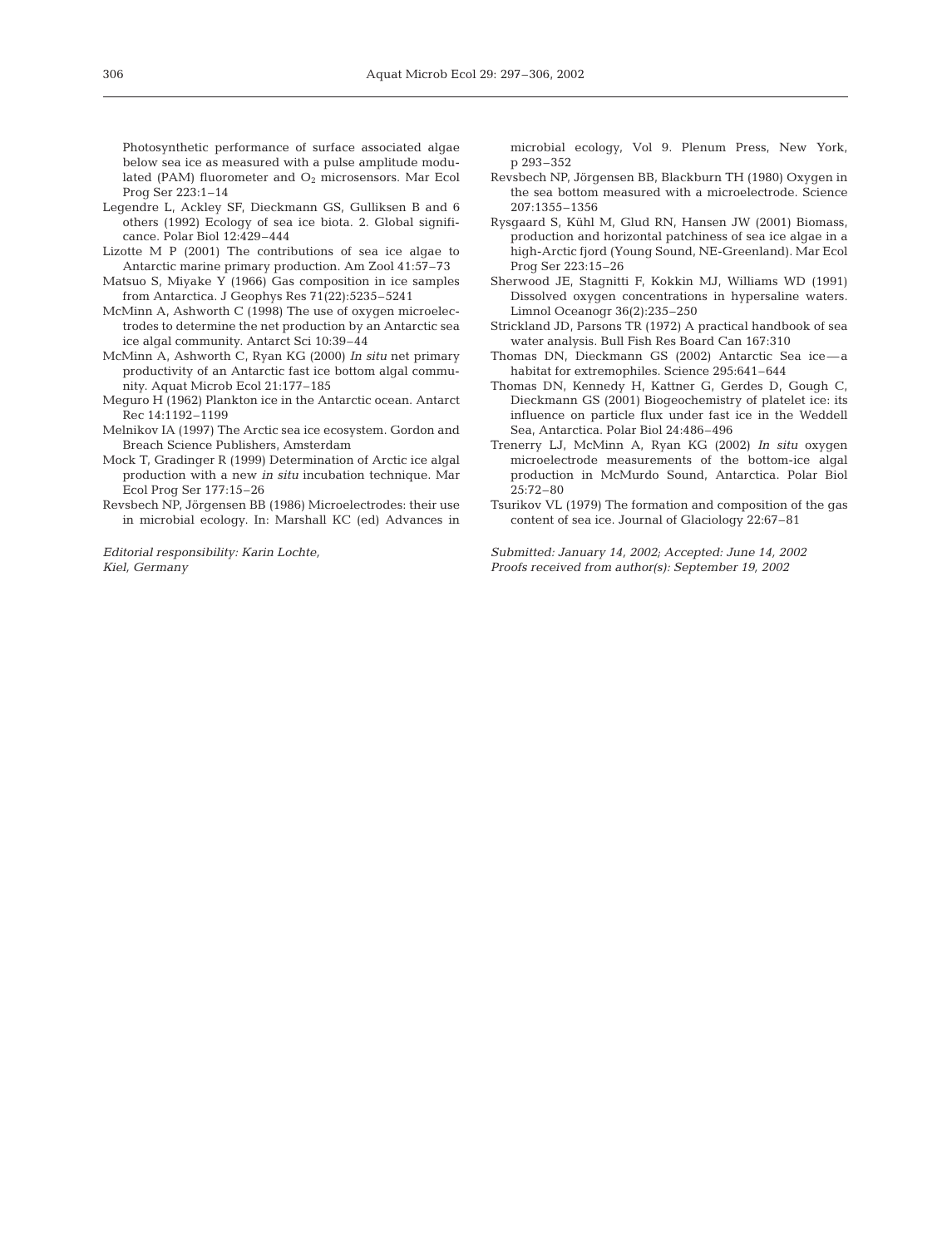Photosynthetic performance of surface associated algae below sea ice as measured with a pulse amplitude modulated (PAM) fluorometer and $O_2$ microsensors. Mar Ecol Prog Ser 223:1–14

Legendre L, Ackley SF, Dieckmann GS, Gulliksen B and 6 others (1992) Ecology of sea ice biota. 2. Global significance. Polar Biol 12:429–444

Lizotte M P (2001) The contributions of sea ice algae to Antarctic marine primary production. Am Zool 41:57–73

Matsuo S, Miyake Y (1966) Gas composition in ice samples from Antarctica. J Geophys Res 71(22):5235–5241

McMinn A, Ashworth C (1998) The use of oxygen microelectrodes to determine the net production by an Antarctic sea ice algal community. Antarct Sci 10:39–44

McMinn A, Ashworth C, Ryan KG (2000) *In situ* net primary productivity of an Antarctic fast ice bottom algal community. Aquat Microb Ecol 21:177–185

Meguro H (1962) Plankton ice in the Antarctic ocean. Antarct Rec 14:1192–1199

Melnikov IA (1997) The Arctic sea ice ecosystem. Gordon and Breach Science Publishers, Amsterdam

Mock T, Gradinger R (1999) Determination of Arctic ice algal production with a new *in situ* incubation technique. Mar Ecol Prog Ser 177:15–26

Revsbech NP, Jörgensen BB (1986) Microelectrodes: their use in microbial ecology. In: Marshall KC (ed) Advances in microbial ecology, Vol 9. Plenum Press, New York, p 293–352

Revsbech NP, Jörgensen BB, Blackburn TH (1980) Oxygen in the sea bottom measured with a microelectrode. Science 207:1355–1356

Rysgaard S, Kühl M, Glud RN, Hansen JW (2001) Biomass, production and horizontal patchiness of sea ice algae in a high-Arctic fjord (Young Sound, NE-Greenland). Mar Ecol Prog Ser 223:15–26

Sherwood JE, Stagnitti F, Kokkin MJ, Williams WD (1991) Dissolved oxygen concentrations in hypersaline waters. Limnol Oceanogr 36(2):235–250

Strickland JD, Parsons TR (1972) A practical handbook of sea water analysis. Bull Fish Res Board Can 167:310

Thomas DN, Dieckmann GS (2002) Antarctic Sea ice—a habitat for extremophiles. Science 295:641–644

Thomas DN, Kennedy H, Kattner G, Gerdes D, Gough C, Dieckmann GS (2001) Biogeochemistry of platelet ice: its influence on particle flux under fast ice in the Weddell Sea, Antarctica. Polar Biol 24:486–496

Trenerry LJ, McMinn A, Ryan KG (2002) *In situ* oxygen microelectrode measurements of the bottom-ice algal production in McMurdo Sound, Antarctica. Polar Biol 25:72–80

Tsurikov VL (1979) The formation and composition of the gas content of sea ice. Journal of Glaciology 22:67–81

*Editorial responsibility: Karin Lochte, Kiel, Germany*

*Submitted: January 14, 2002; Accepted: June 14, 2002*
*Proofs received from author(s): September 19, 2002*